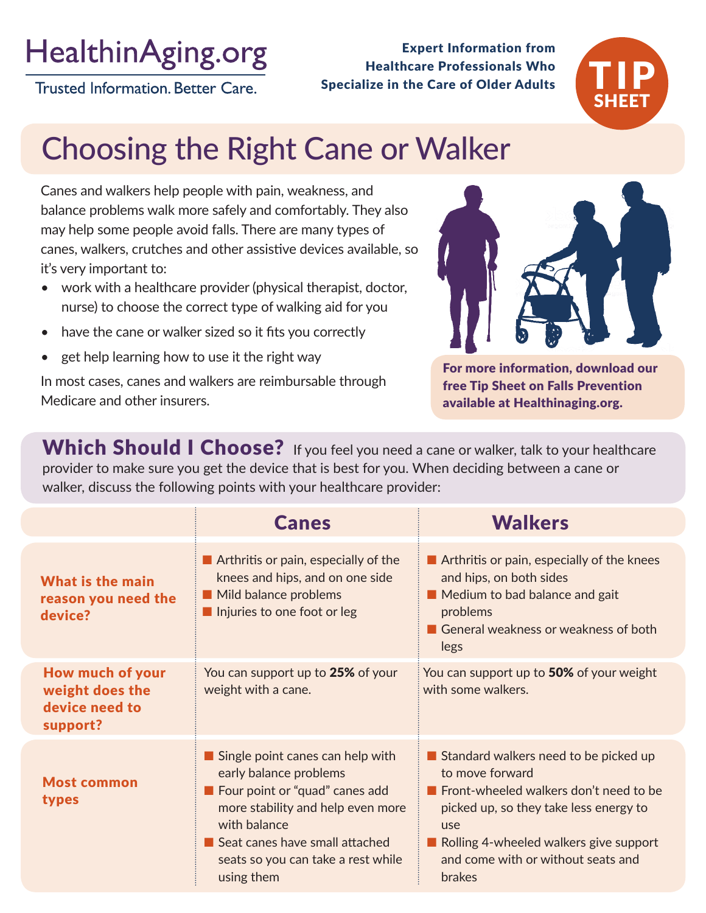HealthinAging.org

Trusted Information. Better Care.

**Expert Information from Healthcare Professionals Who Specialize in the Care of Older Adults**

**TIP SHEET**

# Choosing the Right Cane or Walker

Canes and walkers help people with pain, weakness, and balance problems walk more safely and comfortably. They also may help some people avoid falls. There are many types of canes, walkers, crutches and other assistive devices available, so it's very important to:

- work with a healthcare provider (physical therapist, doctor, nurse) to choose the correct type of walking aid for you
- have the cane or walker sized so it fits you correctly
- get help learning how to use it the right way

In most cases, canes and walkers are reimbursable through Medicare and other insurers.

**For more information, download our free Tip Sheet on Falls Prevention available at Healthinaging.org.**

## Which Should I Choose?

If you feel you need a cane or walker, talk to your healthcare provider to make sure you get the device that is best for you. When deciding between a cane or walker, discuss the following points with your healthcare provider:

| | Canes | Walkers |
|---|---|---|
| **What is the main reason you need the device?** | ■ Arthritis or pain, especially of the knees and hips, and on one side<br>■ Mild balance problems<br>■ Injuries to one foot or leg | ■ Arthritis or pain, especially of the knees and hips, on both sides<br>■ Medium to bad balance and gait problems<br>■ General weakness or weakness of both legs |
| **How much of your weight does the device need to support?** | You can support up to **25%** of your weight with a cane. | You can support up to **50%** of your weight with some walkers. |
| **Most common types** | ■ Single point canes can help with early balance problems<br>■ Four point or "quad" canes add more stability and help even more with balance<br>■ Seat canes have small attached seats so you can take a rest while using them | ■ Standard walkers need to be picked up to move forward<br>■ Front-wheeled walkers don't need to be picked up, so they take less energy to use<br>■ Rolling 4-wheeled walkers give support and come with or without seats and brakes |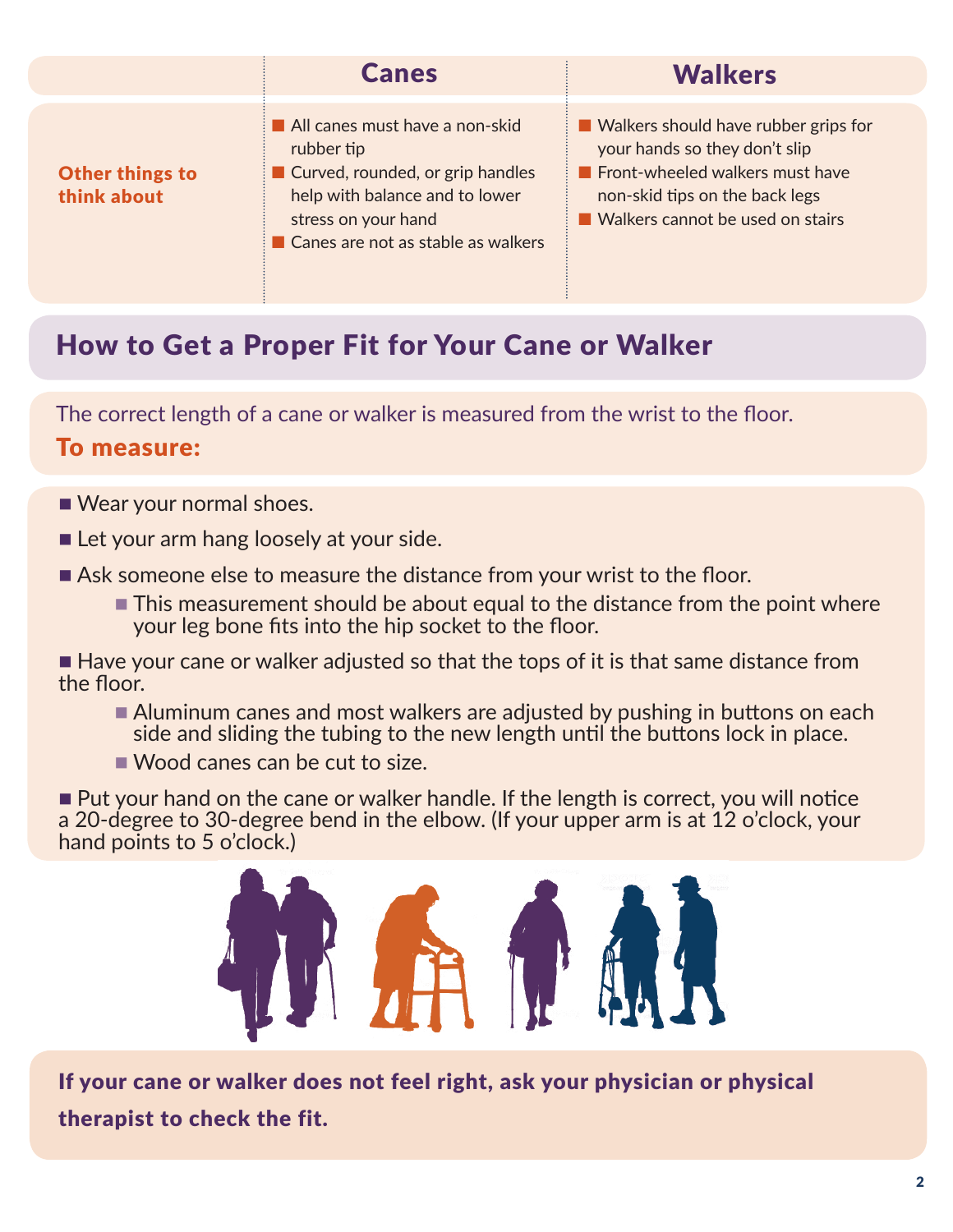| | Canes | Walkers |
|---|---|---|
| **Other things to think about** | ■ All canes must have a non-skid rubber tip<br>■ Curved, rounded, or grip handles help with balance and to lower stress on your hand<br>■ Canes are not as stable as walkers | ■ Walkers should have rubber grips for your hands so they don't slip<br>■ Front-wheeled walkers must have non-skid tips on the back legs<br>■ Walkers cannot be used on stairs |

## How to Get a Proper Fit for Your Cane or Walker

The correct length of a cane or walker is measured from the wrist to the floor.

**To measure:**

- Wear your normal shoes.
- Let your arm hang loosely at your side.
- Ask someone else to measure the distance from your wrist to the floor.
  - This measurement should be about equal to the distance from the point where your leg bone fits into the hip socket to the floor.
- Have your cane or walker adjusted so that the tops of it is that same distance from the floor.
  - Aluminum canes and most walkers are adjusted by pushing in buttons on each side and sliding the tubing to the new length until the buttons lock in place.
  - Wood canes can be cut to size.
- Put your hand on the cane or walker handle. If the length is correct, you will notice a 20-degree to 30-degree bend in the elbow. (If your upper arm is at 12 o'clock, your hand points to 5 o'clock.)

**If your cane or walker does not feel right, ask your physician or physical therapist to check the fit.**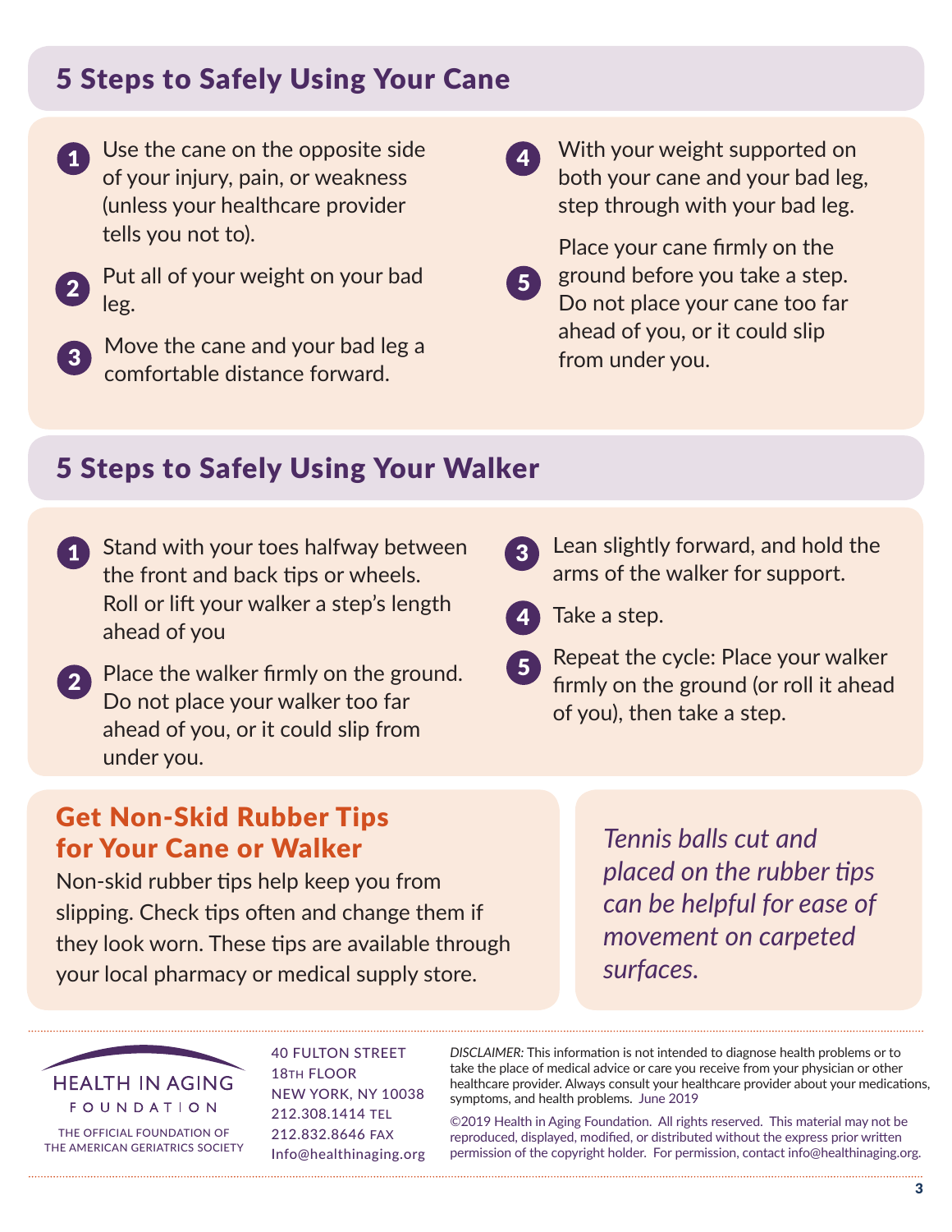## 5 Steps to Safely Using Your Cane

1. Use the cane on the opposite side of your injury, pain, or weakness (unless your healthcare provider tells you not to).
2. Put all of your weight on your bad leg.
3. Move the cane and your bad leg a comfortable distance forward.
4. With your weight supported on both your cane and your bad leg, step through with your bad leg.
5. Place your cane firmly on the ground before you take a step. Do not place your cane too far ahead of you, or it could slip from under you.

## 5 Steps to Safely Using Your Walker

1. Stand with your toes halfway between the front and back tips or wheels. Roll or lift your walker a step's length ahead of you
2. Place the walker firmly on the ground. Do not place your walker too far ahead of you, or it could slip from under you.
3. Lean slightly forward, and hold the arms of the walker for support.
4. Take a step.
5. Repeat the cycle: Place your walker firmly on the ground (or roll it ahead of you), then take a step.

## Get Non-Skid Rubber Tips for Your Cane or Walker

Non-skid rubber tips help keep you from slipping. Check tips often and change them if they look worn. These tips are available through your local pharmacy or medical supply store.

*Tennis balls cut and placed on the rubber tips can be helpful for ease of movement on carpeted surfaces.*

HEALTH IN AGING FOUNDATION

THE OFFICIAL FOUNDATION OF THE AMERICAN GERIATRICS SOCIETY

40 FULTON STREET
18TH FLOOR
NEW YORK, NY 10038
212.308.1414 TEL
212.832.8646 FAX
Info@healthinaging.org

*DISCLAIMER:* This information is not intended to diagnose health problems or to take the place of medical advice or care you receive from your physician or other healthcare provider. Always consult your healthcare provider about your medications, symptoms, and health problems. June 2019

©2019 Health in Aging Foundation. All rights reserved. This material may not be reproduced, displayed, modified, or distributed without the express prior written permission of the copyright holder. For permission, contact info@healthinaging.org.